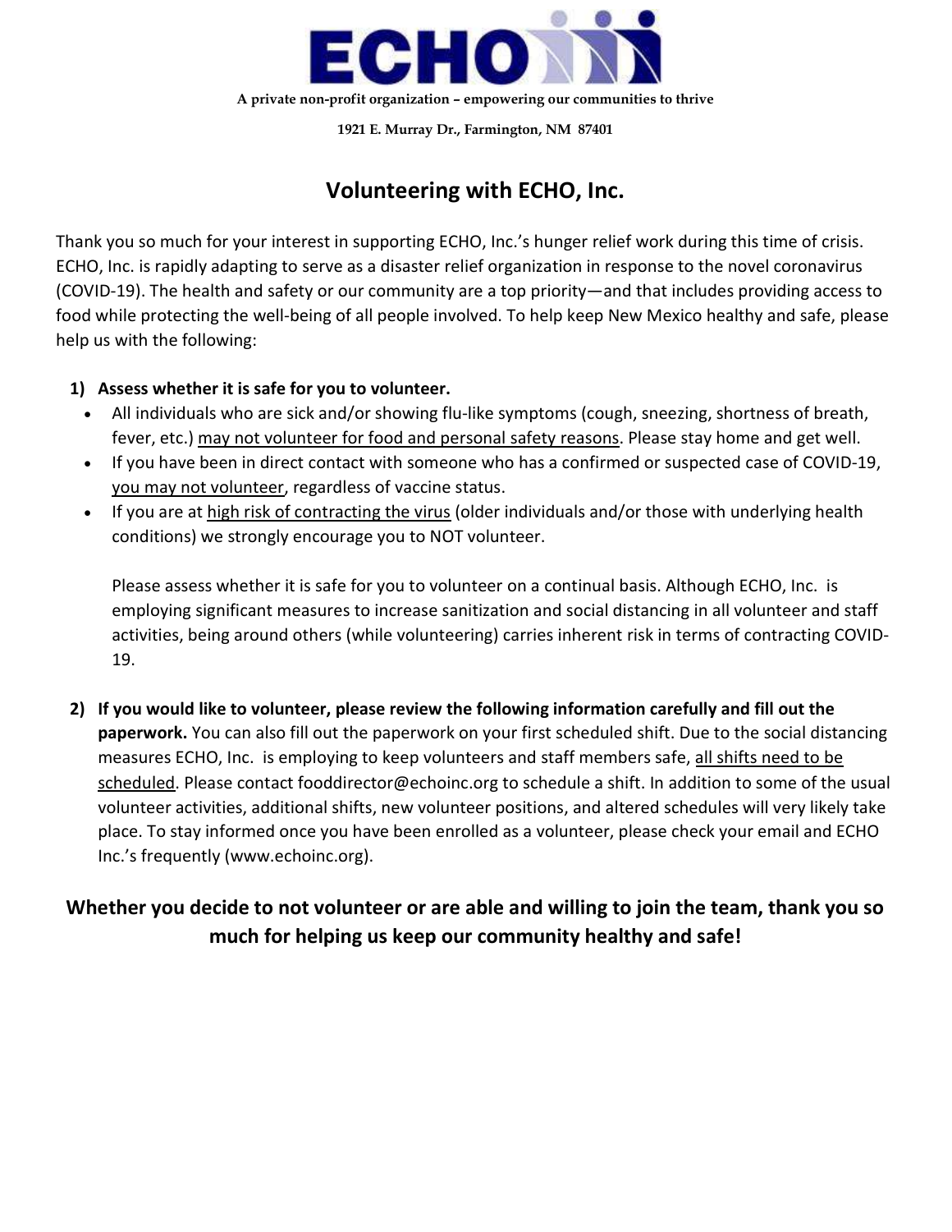# ECHO

A private non-profit organization – empowering our communities to thrive

1921 E. Murray Dr., Farmington, NM 87401

## Volunteering with ECHO, Inc.

Thank you so much for your interest in supporting ECHO, Inc.'s hunger relief work during this time of crisis. ECHO, Inc. is rapidly adapting to serve as a disaster relief organization in response to the novel coronavirus (COVID-19). The health and safety or our community are a top priority—and that includes providing access to food while protecting the well-being of all people involved. To help keep New Mexico healthy and safe, please help us with the following:

1) **Assess whether it is safe for you to volunteer.**
   - All individuals who are sick and/or showing flu-like symptoms (cough, sneezing, shortness of breath, fever, etc.) may not volunteer for food and personal safety reasons. Please stay home and get well.
   - If you have been in direct contact with someone who has a confirmed or suspected case of COVID-19, you may not volunteer, regardless of vaccine status.
   - If you are at high risk of contracting the virus (older individuals and/or those with underlying health conditions) we strongly encourage you to NOT volunteer.

   Please assess whether it is safe for you to volunteer on a continual basis. Although ECHO, Inc. is employing significant measures to increase sanitization and social distancing in all volunteer and staff activities, being around others (while volunteering) carries inherent risk in terms of contracting COVID-19.

2) **If you would like to volunteer, please review the following information carefully and fill out the paperwork.** You can also fill out the paperwork on your first scheduled shift. Due to the social distancing measures ECHO, Inc. is employing to keep volunteers and staff members safe, all shifts need to be scheduled. Please contact fooddirector@echoinc.org to schedule a shift. In addition to some of the usual volunteer activities, additional shifts, new volunteer positions, and altered schedules will very likely take place. To stay informed once you have been enrolled as a volunteer, please check your email and ECHO Inc.'s frequently (www.echoinc.org).

**Whether you decide to not volunteer or are able and willing to join the team, thank you so much for helping us keep our community healthy and safe!**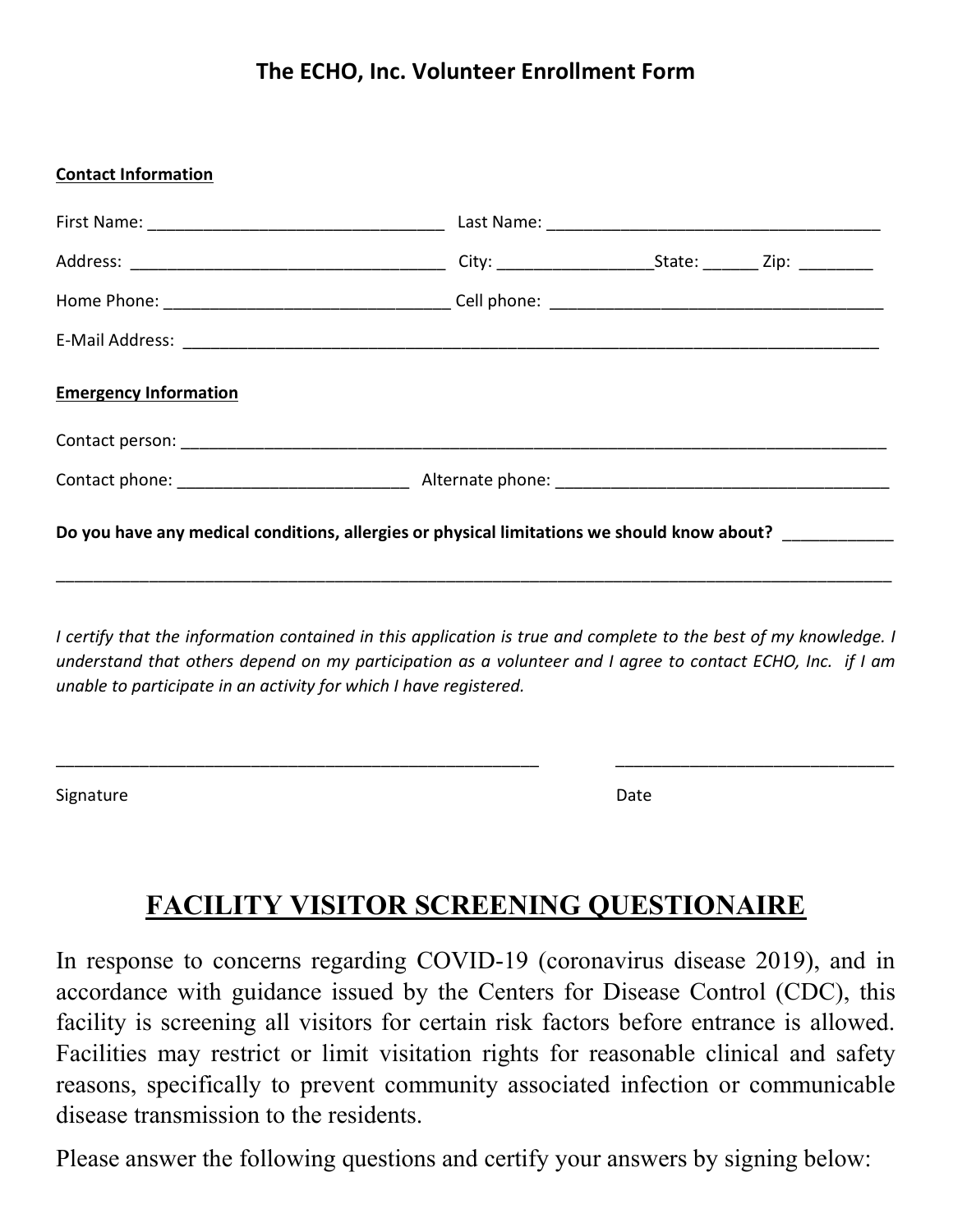## The ECHO, Inc. Volunteer Enrollment Form

**Contact Information**

First Name: ________________________________ Last Name: ____________________________________

Address: __________________________________ City: ________________State: ______ Zip: ________

Home Phone: ______________________________ Cell phone: ___________________________________

E-Mail Address: _____________________________________________________________________________

**Emergency Information**

Contact person: ______________________________________________________________________________

Contact phone: _________________________ Alternate phone: ____________________________________

**Do you have any medical conditions, allergies or physical limitations we should know about?** ___________

_____________________________________________________________________________________________

*I certify that the information contained in this application is true and complete to the best of my knowledge. I understand that others depend on my participation as a volunteer and I agree to contact ECHO, Inc. if I am unable to participate in an activity for which I have registered.*

_____________________________________________________ ______________________________

Signature Date

## FACILITY VISITOR SCREENING QUESTIONAIRE

In response to concerns regarding COVID-19 (coronavirus disease 2019), and in accordance with guidance issued by the Centers for Disease Control (CDC), this facility is screening all visitors for certain risk factors before entrance is allowed. Facilities may restrict or limit visitation rights for reasonable clinical and safety reasons, specifically to prevent community associated infection or communicable disease transmission to the residents.

Please answer the following questions and certify your answers by signing below: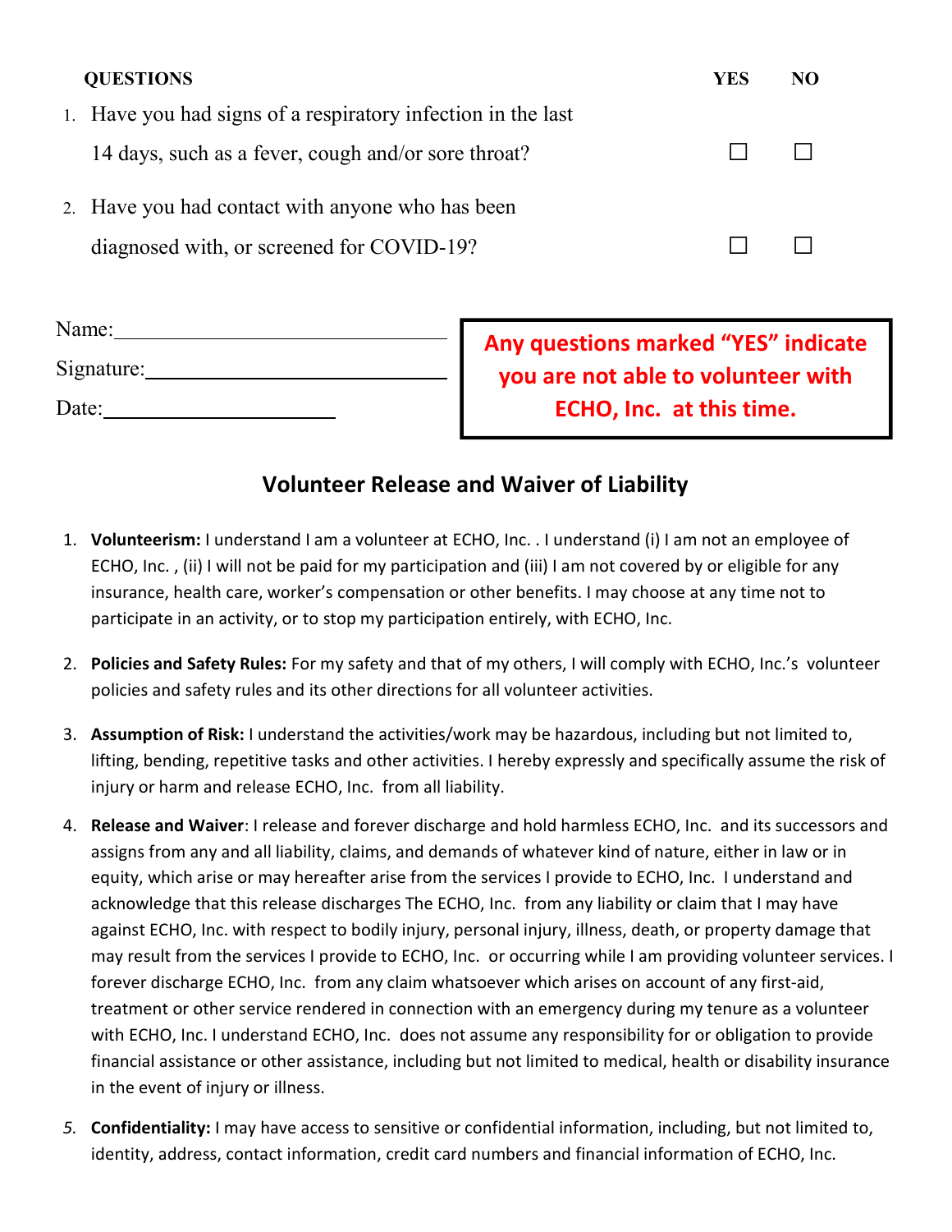| QUESTIONS | YES | NO |
|---|---|---|
| 1. Have you had signs of a respiratory infection in the last 14 days, such as a fever, cough and/or sore throat? | ☐ | ☐ |
| 2. Have you had contact with anyone who has been diagnosed with, or screened for COVID-19? | ☐ | ☐ |

Name:______________________________

Signature:___________________________

Date:____________________

**Any questions marked "YES" indicate you are not able to volunteer with ECHO, Inc. at this time.**

## Volunteer Release and Waiver of Liability

1. **Volunteerism:** I understand I am a volunteer at ECHO, Inc. . I understand (i) I am not an employee of ECHO, Inc. , (ii) I will not be paid for my participation and (iii) I am not covered by or eligible for any insurance, health care, worker's compensation or other benefits. I may choose at any time not to participate in an activity, or to stop my participation entirely, with ECHO, Inc.

2. **Policies and Safety Rules:** For my safety and that of my others, I will comply with ECHO, Inc.'s volunteer policies and safety rules and its other directions for all volunteer activities.

3. **Assumption of Risk:** I understand the activities/work may be hazardous, including but not limited to, lifting, bending, repetitive tasks and other activities. I hereby expressly and specifically assume the risk of injury or harm and release ECHO, Inc. from all liability.

4. **Release and Waiver**: I release and forever discharge and hold harmless ECHO, Inc. and its successors and assigns from any and all liability, claims, and demands of whatever kind of nature, either in law or in equity, which arise or may hereafter arise from the services I provide to ECHO, Inc. I understand and acknowledge that this release discharges The ECHO, Inc. from any liability or claim that I may have against ECHO, Inc. with respect to bodily injury, personal injury, illness, death, or property damage that may result from the services I provide to ECHO, Inc. or occurring while I am providing volunteer services. I forever discharge ECHO, Inc. from any claim whatsoever which arises on account of any first-aid, treatment or other service rendered in connection with an emergency during my tenure as a volunteer with ECHO, Inc. I understand ECHO, Inc. does not assume any responsibility for or obligation to provide financial assistance or other assistance, including but not limited to medical, health or disability insurance in the event of injury or illness.

5. **Confidentiality:** I may have access to sensitive or confidential information, including, but not limited to, identity, address, contact information, credit card numbers and financial information of ECHO, Inc.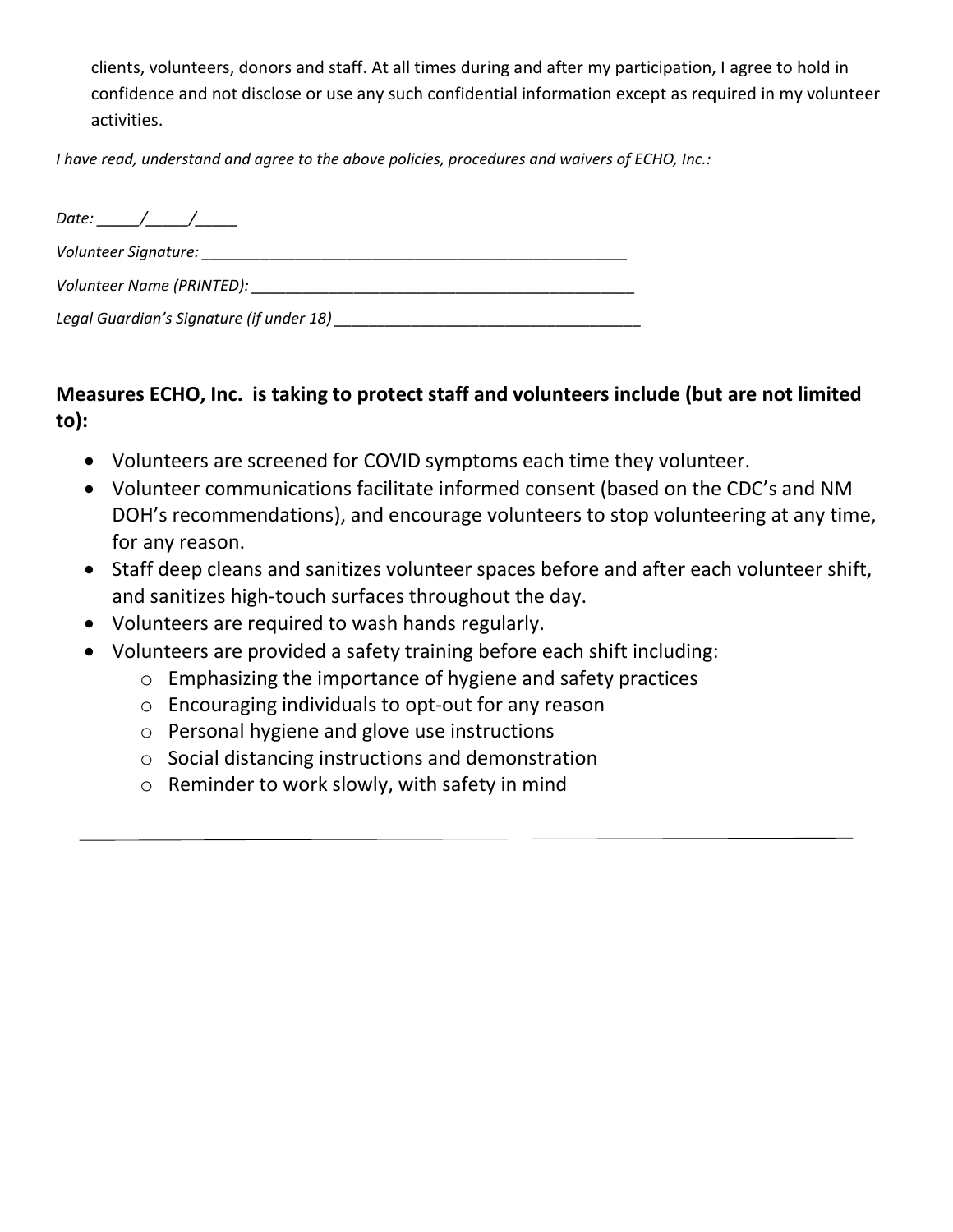clients, volunteers, donors and staff. At all times during and after my participation, I agree to hold in confidence and not disclose or use any such confidential information except as required in my volunteer activities.

*I have read, understand and agree to the above policies, procedures and waivers of ECHO, Inc.:*

*Date: _____/_____/_____*

*Volunteer Signature: ___________________________________________________*

*Volunteer Name (PRINTED): ______________________________________________*

*Legal Guardian's Signature (if under 18) ____________________________________*

**Measures ECHO, Inc.  is taking to protect staff and volunteers include (but are not limited to):**

- Volunteers are screened for COVID symptoms each time they volunteer.
- Volunteer communications facilitate informed consent (based on the CDC's and NM DOH's recommendations), and encourage volunteers to stop volunteering at any time, for any reason.
- Staff deep cleans and sanitizes volunteer spaces before and after each volunteer shift, and sanitizes high-touch surfaces throughout the day.
- Volunteers are required to wash hands regularly.
- Volunteers are provided a safety training before each shift including:
  - Emphasizing the importance of hygiene and safety practices
  - Encouraging individuals to opt-out for any reason
  - Personal hygiene and glove use instructions
  - Social distancing instructions and demonstration
  - Reminder to work slowly, with safety in mind